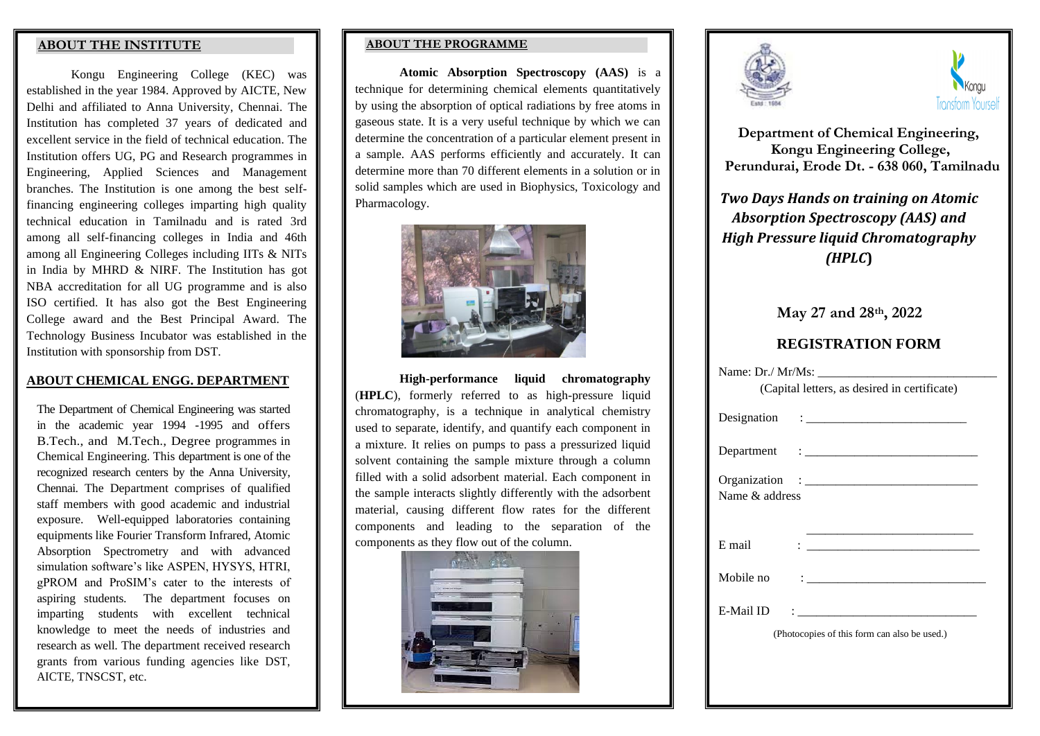## ABOUT THE INSTITUTE

Kongu Engineering College (KEC) was established in the year 1984. Approved by AICTE, New Delhi and affiliated to Anna University, Chennai. The Institution has completed 37 years of dedicated and excellent service in the field of technical education. The Institution offers UG, PG and Research programmes in Engineering, Applied Sciences and Management branches. The Institution is one among the best self-financing engineering colleges imparting high quality technical education in Tamilnadu and is rated 3rd among all self-financing colleges in India and 46th among all Engineering Colleges including IITs & NITs in India by MHRD & NIRF. The Institution has got NBA accreditation for all UG programme and is also ISO certified. It has also got the Best Engineering College award and the Best Principal Award. The Technology Business Incubator was established in the Institution with sponsorship from DST.

## ABOUT CHEMICAL ENGG. DEPARTMENT

The Department of Chemical Engineering was started in the academic year 1994 -1995 and offers B.Tech., and M.Tech., Degree programmes in Chemical Engineering. This department is one of the recognized research centers by the Anna University, Chennai. The Department comprises of qualified staff members with good academic and industrial exposure. Well-equipped laboratories containing equipments like Fourier Transform Infrared, Atomic Absorption Spectrometry and with advanced simulation software's like ASPEN, HYSYS, HTRI, gPROM and ProSIM's cater to the interests of aspiring students. The department focuses on imparting students with excellent technical knowledge to meet the needs of industries and research as well. The department received research grants from various funding agencies like DST, AICTE, TNSCST, etc.

## ABOUT THE PROGRAMME

**Atomic Absorption Spectroscopy (AAS)** is a technique for determining chemical elements quantitatively by using the absorption of optical radiations by free atoms in gaseous state. It is a very useful technique by which we can determine the concentration of a particular element present in a sample. AAS performs efficiently and accurately. It can determine more than 70 different elements in a solution or in solid samples which are used in Biophysics, Toxicology and Pharmacology.

**High-performance liquid chromatography** (**HPLC**), formerly referred to as high-pressure liquid chromatography, is a technique in analytical chemistry used to separate, identify, and quantify each component in a mixture. It relies on pumps to pass a pressurized liquid solvent containing the sample mixture through a column filled with a solid adsorbent material. Each component in the sample interacts slightly differently with the adsorbent material, causing different flow rates for the different components and leading to the separation of the components as they flow out of the column.

**Department of Chemical Engineering, Kongu Engineering College, Perundurai, Erode Dt. - 638 060, Tamilnadu**

***Two Days Hands on training on Atomic Absorption Spectroscopy (AAS) and High Pressure liquid Chromatography (HPLC)***

**May 27 and 28th, 2022**

## REGISTRATION FORM

Name: Dr./ Mr/Ms: ______________________________
(Capital letters, as desired in certificate)

Designation : ___________________________

Department : ____________________________

Organization : ____________________________
Name & address

____________________________

E mail : ____________________________

Mobile no : ______________________________

E-Mail ID : ______________________________

(Photocopies of this form can also be used.)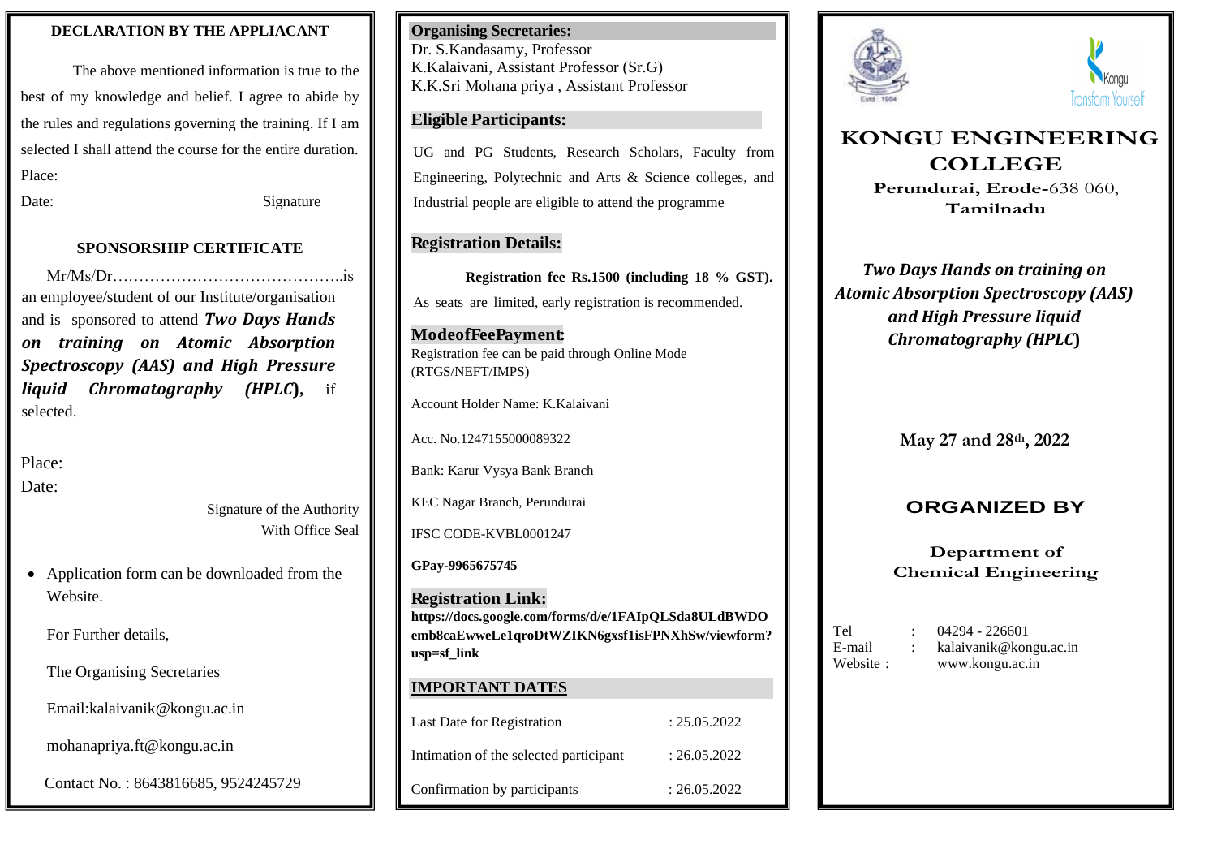## DECLARATION BY THE APPLIACANT

The above mentioned information is true to the best of my knowledge and belief. I agree to abide by the rules and regulations governing the training. If I am selected I shall attend the course for the entire duration.

Place:

Date: Signature

## SPONSORSHIP CERTIFICATE

Mr/Ms/Dr……………………………………..is an employee/student of our Institute/organisation and is sponsored to attend ***Two Days Hands on training on Atomic Absorption Spectroscopy (AAS) and High Pressure liquid Chromatography (HPLC)***, if selected.

Place:

Date:

Signature of the Authority
With Office Seal

- Application form can be downloaded from the Website.

For Further details,

The Organising Secretaries

Email:kalaivanik@kongu.ac.in

mohanapriya.ft@kongu.ac.in

Contact No. : 8643816685, 9524245729

### Organising Secretaries:

Dr. S.Kandasamy, Professor
K.Kalaivani, Assistant Professor (Sr.G)
K.K.Sri Mohana priya , Assistant Professor

### Eligible Participants:

UG and PG Students, Research Scholars, Faculty from Engineering, Polytechnic and Arts & Science colleges, and Industrial people are eligible to attend the programme

### Registration Details:

**Registration fee Rs.1500 (including 18 % GST).**

As seats are limited, early registration is recommended.

### ModeofFeePayment:

Registration fee can be paid through Online Mode (RTGS/NEFT/IMPS)

Account Holder Name: K.Kalaivani

Acc. No.1247155000089322

Bank: Karur Vysya Bank Branch

KEC Nagar Branch, Perundurai

IFSC CODE-KVBL0001247

**GPay-9965675745**

### Registration Link:

**https://docs.google.com/forms/d/e/1FAIpQLSda8ULdBWDOemb8caEwweLe1qroDtWZIKN6gxsf1isFPNXhSw/viewform?usp=sf_link**

### IMPORTANT DATES

| | |
|---|---|
| Last Date for Registration | : 25.05.2022 |
| Intimation of the selected participant | : 26.05.2022 |
| Confirmation by participants | : 26.05.2022 |

# KONGU ENGINEERING COLLEGE

**Perundurai, Erode-**638 060, **Tamilnadu**

***Two Days Hands on training on Atomic Absorption Spectroscopy (AAS) and High Pressure liquid Chromatography (HPLC)***

**May 27 and 28th, 2022**

## ORGANIZED BY

**Department of Chemical Engineering**

Tel : 04294 - 226601
E-mail : kalaivanik@kongu.ac.in
Website : www.kongu.ac.in